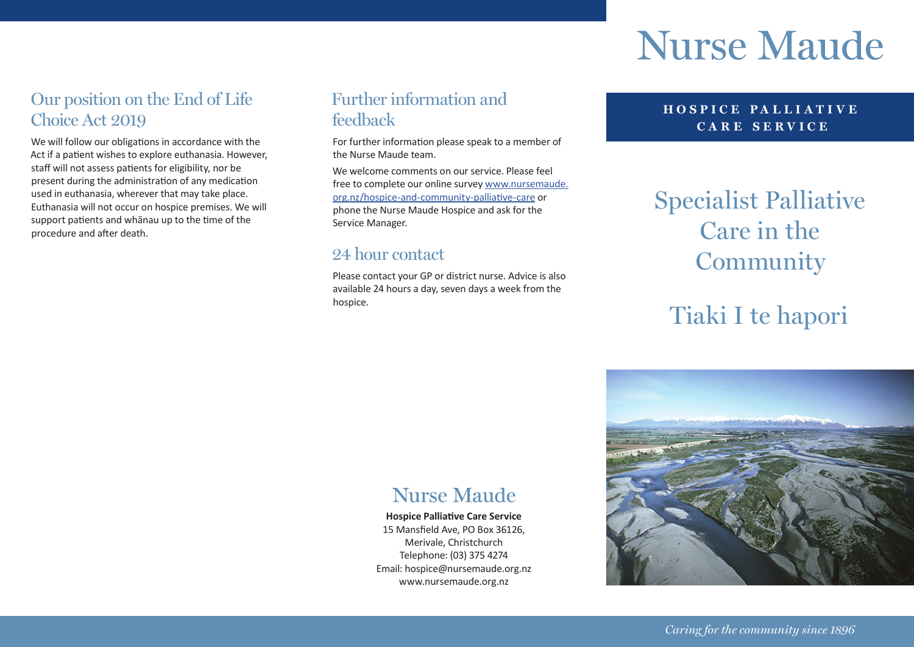## Our position on the End of Life Choice Act 2019

We will follow our obligations in accordance with the Act if a patient wishes to explore euthanasia. However, staff will not assess patients for eligibility, nor be present during the administration of any medication used in euthanasia, wherever that may take place. Euthanasia will not occur on hospice premises. We will support patients and whānau up to the time of the procedure and after death.

## Further information and feedback

For further information please speak to a member of the Nurse Maude team.

We welcome comments on our service. Please feel free to complete our online survey www.nursemaude.org.nz/hospice-and-community-palliative-care or phone the Nurse Maude Hospice and ask for the Service Manager.

## 24 hour contact

Please contact your GP or district nurse. Advice is also available 24 hours a day, seven days a week from the hospice.

## Nurse Maude

**Hospice Palliative Care Service**
15 Mansfield Ave, PO Box 36126,
Merivale, Christchurch
Telephone: (03) 375 4274
Email: hospice@nursemaude.org.nz
www.nursemaude.org.nz

# Nurse Maude

**HOSPICE PALLIATIVE CARE SERVICE**

# Specialist Palliative Care in the Community

# Tiaki I te hapori

*Caring for the community since 1896*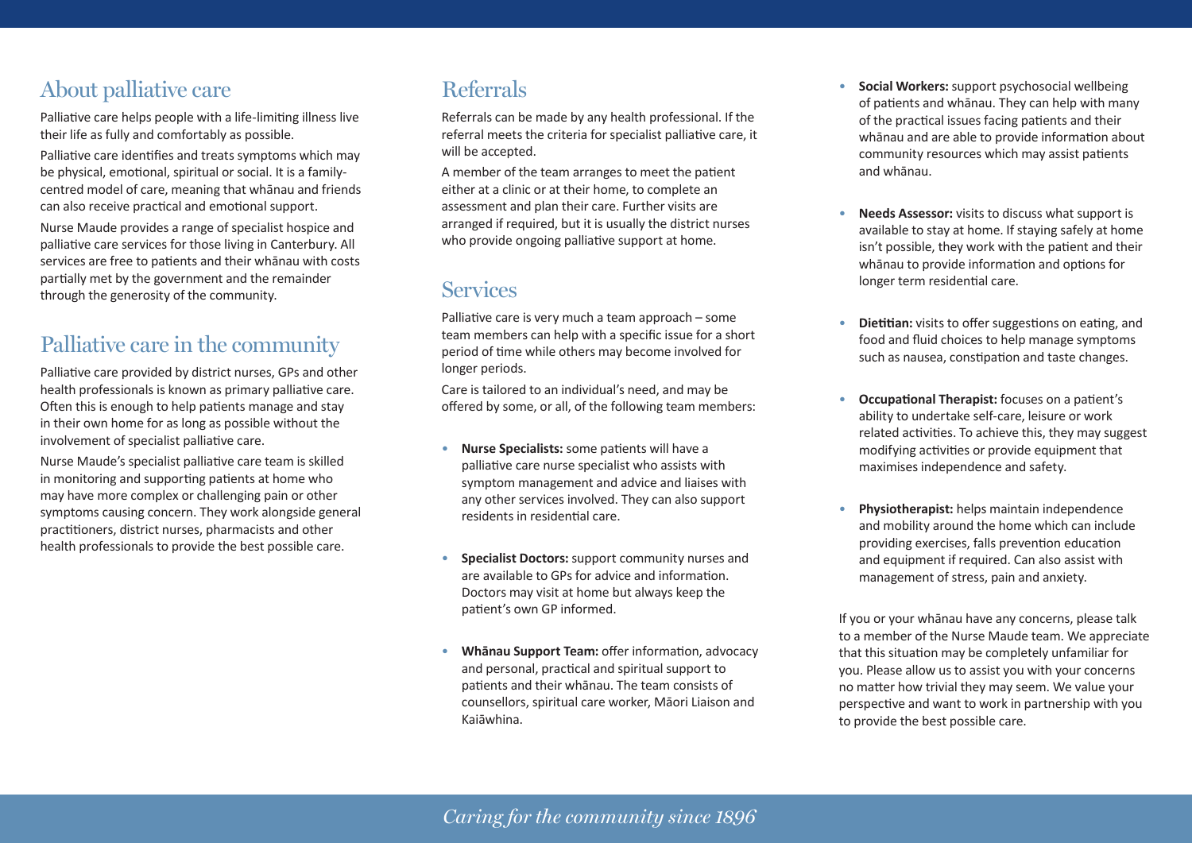## About palliative care

Palliative care helps people with a life-limiting illness live their life as fully and comfortably as possible.

Palliative care identifies and treats symptoms which may be physical, emotional, spiritual or social. It is a family-centred model of care, meaning that whānau and friends can also receive practical and emotional support.

Nurse Maude provides a range of specialist hospice and palliative care services for those living in Canterbury. All services are free to patients and their whānau with costs partially met by the government and the remainder through the generosity of the community.

## Palliative care in the community

Palliative care provided by district nurses, GPs and other health professionals is known as primary palliative care. Often this is enough to help patients manage and stay in their own home for as long as possible without the involvement of specialist palliative care.

Nurse Maude's specialist palliative care team is skilled in monitoring and supporting patients at home who may have more complex or challenging pain or other symptoms causing concern. They work alongside general practitioners, district nurses, pharmacists and other health professionals to provide the best possible care.

## Referrals

Referrals can be made by any health professional. If the referral meets the criteria for specialist palliative care, it will be accepted.

A member of the team arranges to meet the patient either at a clinic or at their home, to complete an assessment and plan their care. Further visits are arranged if required, but it is usually the district nurses who provide ongoing palliative support at home.

## Services

Palliative care is very much a team approach – some team members can help with a specific issue for a short period of time while others may become involved for longer periods.

Care is tailored to an individual's need, and may be offered by some, or all, of the following team members:

- **Nurse Specialists:** some patients will have a palliative care nurse specialist who assists with symptom management and advice and liaises with any other services involved. They can also support residents in residential care.

- **Specialist Doctors:** support community nurses and are available to GPs for advice and information. Doctors may visit at home but always keep the patient's own GP informed.

- **Whānau Support Team:** offer information, advocacy and personal, practical and spiritual support to patients and their whānau. The team consists of counsellors, spiritual care worker, Māori Liaison and Kaiāwhina.

- **Social Workers:** support psychosocial wellbeing of patients and whānau. They can help with many of the practical issues facing patients and their whānau and are able to provide information about community resources which may assist patients and whānau.

- **Needs Assessor:** visits to discuss what support is available to stay at home. If staying safely at home isn't possible, they work with the patient and their whānau to provide information and options for longer term residential care.

- **Dietitian:** visits to offer suggestions on eating, and food and fluid choices to help manage symptoms such as nausea, constipation and taste changes.

- **Occupational Therapist:** focuses on a patient's ability to undertake self-care, leisure or work related activities. To achieve this, they may suggest modifying activities or provide equipment that maximises independence and safety.

- **Physiotherapist:** helps maintain independence and mobility around the home which can include providing exercises, falls prevention education and equipment if required. Can also assist with management of stress, pain and anxiety.

If you or your whānau have any concerns, please talk to a member of the Nurse Maude team. We appreciate that this situation may be completely unfamiliar for you. Please allow us to assist you with your concerns no matter how trivial they may seem. We value your perspective and want to work in partnership with you to provide the best possible care.

*Caring for the community since 1896*